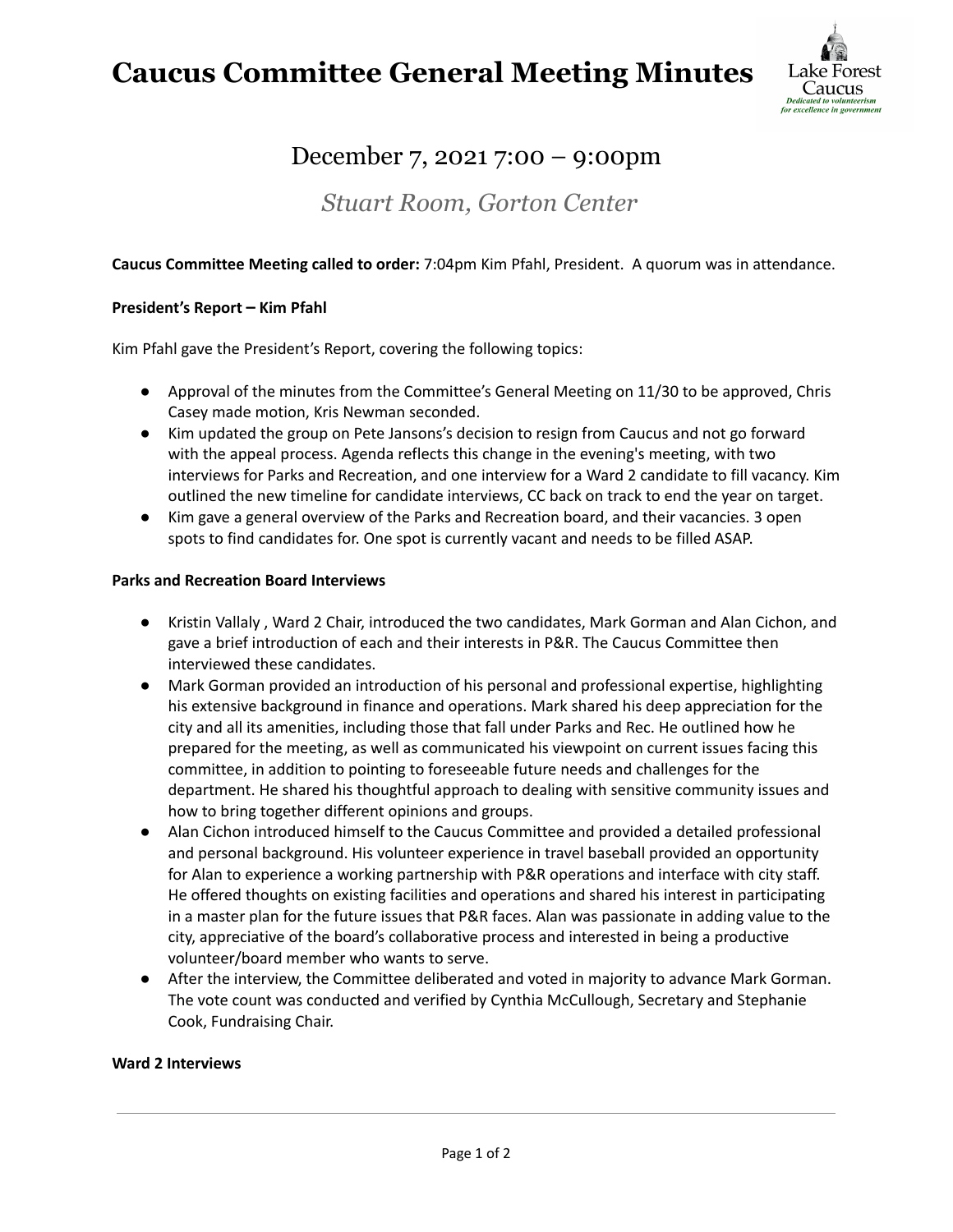# Caucus Committee General Meeting Minutes

Lake Forest Caucus
*Dedicated to volunteerism for excellence in government*

## December 7, 2021 7:00 – 9:00pm

### *Stuart Room, Gorton Center*

**Caucus Committee Meeting called to order:** 7:04pm Kim Pfahl, President. A quorum was in attendance.

**President's Report – Kim Pfahl**

Kim Pfahl gave the President's Report, covering the following topics:

- Approval of the minutes from the Committee's General Meeting on 11/30 to be approved, Chris Casey made motion, Kris Newman seconded.
- Kim updated the group on Pete Jansons's decision to resign from Caucus and not go forward with the appeal process. Agenda reflects this change in the evening's meeting, with two interviews for Parks and Recreation, and one interview for a Ward 2 candidate to fill vacancy. Kim outlined the new timeline for candidate interviews, CC back on track to end the year on target.
- Kim gave a general overview of the Parks and Recreation board, and their vacancies. 3 open spots to find candidates for. One spot is currently vacant and needs to be filled ASAP.

**Parks and Recreation Board Interviews**

- Kristin Vallaly , Ward 2 Chair, introduced the two candidates, Mark Gorman and Alan Cichon, and gave a brief introduction of each and their interests in P&R. The Caucus Committee then interviewed these candidates.
- Mark Gorman provided an introduction of his personal and professional expertise, highlighting his extensive background in finance and operations. Mark shared his deep appreciation for the city and all its amenities, including those that fall under Parks and Rec. He outlined how he prepared for the meeting, as well as communicated his viewpoint on current issues facing this committee, in addition to pointing to foreseeable future needs and challenges for the department. He shared his thoughtful approach to dealing with sensitive community issues and how to bring together different opinions and groups.
- Alan Cichon introduced himself to the Caucus Committee and provided a detailed professional and personal background. His volunteer experience in travel baseball provided an opportunity for Alan to experience a working partnership with P&R operations and interface with city staff. He offered thoughts on existing facilities and operations and shared his interest in participating in a master plan for the future issues that P&R faces. Alan was passionate in adding value to the city, appreciative of the board's collaborative process and interested in being a productive volunteer/board member who wants to serve.
- After the interview, the Committee deliberated and voted in majority to advance Mark Gorman. The vote count was conducted and verified by Cynthia McCullough, Secretary and Stephanie Cook, Fundraising Chair.

**Ward 2 Interviews**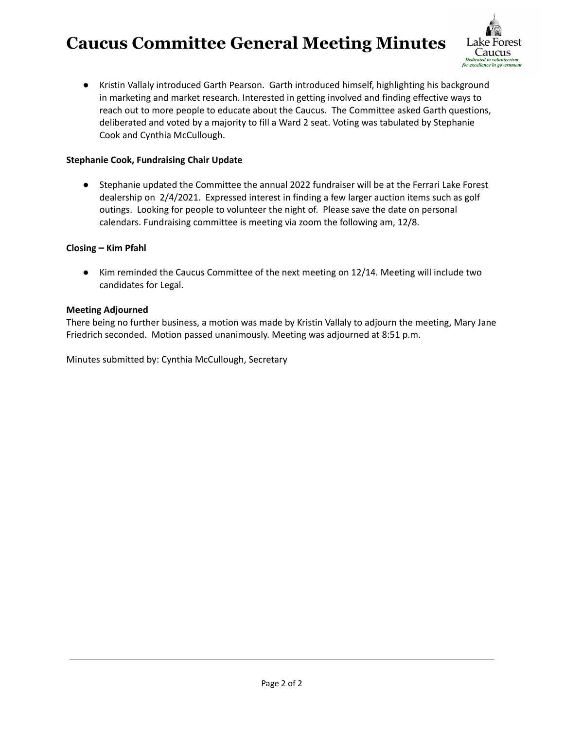- Kristin Vallaly introduced Garth Pearson. Garth introduced himself, highlighting his background in marketing and market research. Interested in getting involved and finding effective ways to reach out to more people to educate about the Caucus. The Committee asked Garth questions, deliberated and voted by a majority to fill a Ward 2 seat. Voting was tabulated by Stephanie Cook and Cynthia McCullough.

**Stephanie Cook, Fundraising Chair Update**

- Stephanie updated the Committee the annual 2022 fundraiser will be at the Ferrari Lake Forest dealership on 2/4/2021. Expressed interest in finding a few larger auction items such as golf outings. Looking for people to volunteer the night of. Please save the date on personal calendars. Fundraising committee is meeting via zoom the following am, 12/8.

**Closing – Kim Pfahl**

- Kim reminded the Caucus Committee of the next meeting on 12/14. Meeting will include two candidates for Legal.

**Meeting Adjourned**

There being no further business, a motion was made by Kristin Vallaly to adjourn the meeting, Mary Jane Friedrich seconded. Motion passed unanimously. Meeting was adjourned at 8:51 p.m.

Minutes submitted by: Cynthia McCullough, Secretary